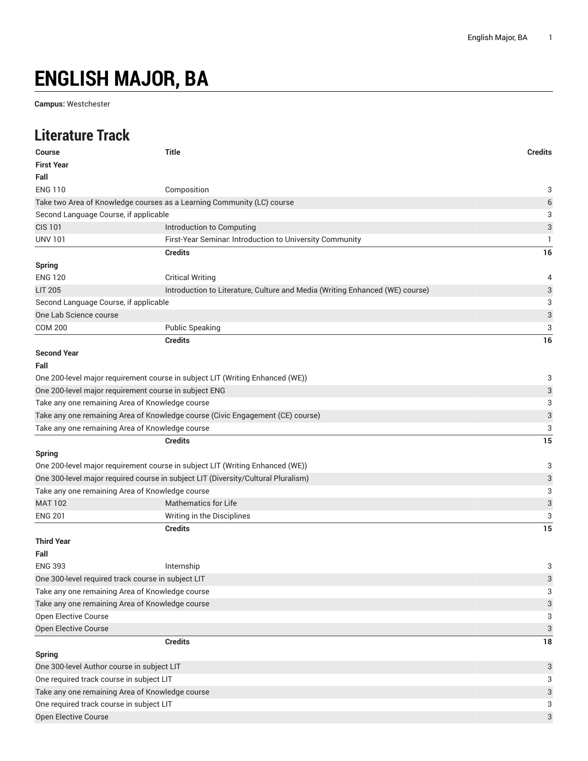# ENGLISH MAJOR, BA

**Campus:** Westchester

## Literature Track

| Course | Title | Credits |
|---|---|---|
| **First Year** | | |
| **Fall** | | |
| ENG 110 | Composition | 3 |
| Take two Area of Knowledge courses as a Learning Community (LC) course | | 6 |
| Second Language Course, if applicable | | 3 |
| CIS 101 | Introduction to Computing | 3 |
| UNV 101 | First-Year Seminar: Introduction to University Community | 1 |
| | **Credits** | **16** |
| **Spring** | | |
| ENG 120 | Critical Writing | 4 |
| LIT 205 | Introduction to Literature, Culture and Media (Writing Enhanced (WE) course) | 3 |
| Second Language Course, if applicable | | 3 |
| One Lab Science course | | 3 |
| COM 200 | Public Speaking | 3 |
| | **Credits** | **16** |
| **Second Year** | | |
| **Fall** | | |
| One 200-level major requirement course in subject LIT (Writing Enhanced (WE)) | | 3 |
| One 200-level major requirement course in subject ENG | | 3 |
| Take any one remaining Area of Knowledge course | | 3 |
| Take any one remaining Area of Knowledge course (Civic Engagement (CE) course) | | 3 |
| Take any one remaining Area of Knowledge course | | 3 |
| | **Credits** | **15** |
| **Spring** | | |
| One 200-level major requirement course in subject LIT (Writing Enhanced (WE)) | | 3 |
| One 300-level major required course in subject LIT (Diversity/Cultural Pluralism) | | 3 |
| Take any one remaining Area of Knowledge course | | 3 |
| MAT 102 | Mathematics for Life | 3 |
| ENG 201 | Writing in the Disciplines | 3 |
| | **Credits** | **15** |
| **Third Year** | | |
| **Fall** | | |
| ENG 393 | Internship | 3 |
| One 300-level required track course in subject LIT | | 3 |
| Take any one remaining Area of Knowledge course | | 3 |
| Take any one remaining Area of Knowledge course | | 3 |
| Open Elective Course | | 3 |
| Open Elective Course | | 3 |
| | **Credits** | **18** |
| **Spring** | | |
| One 300-level Author course in subject LIT | | 3 |
| One required track course in subject LIT | | 3 |
| Take any one remaining Area of Knowledge course | | 3 |
| One required track course in subject LIT | | 3 |
| Open Elective Course | | 3 |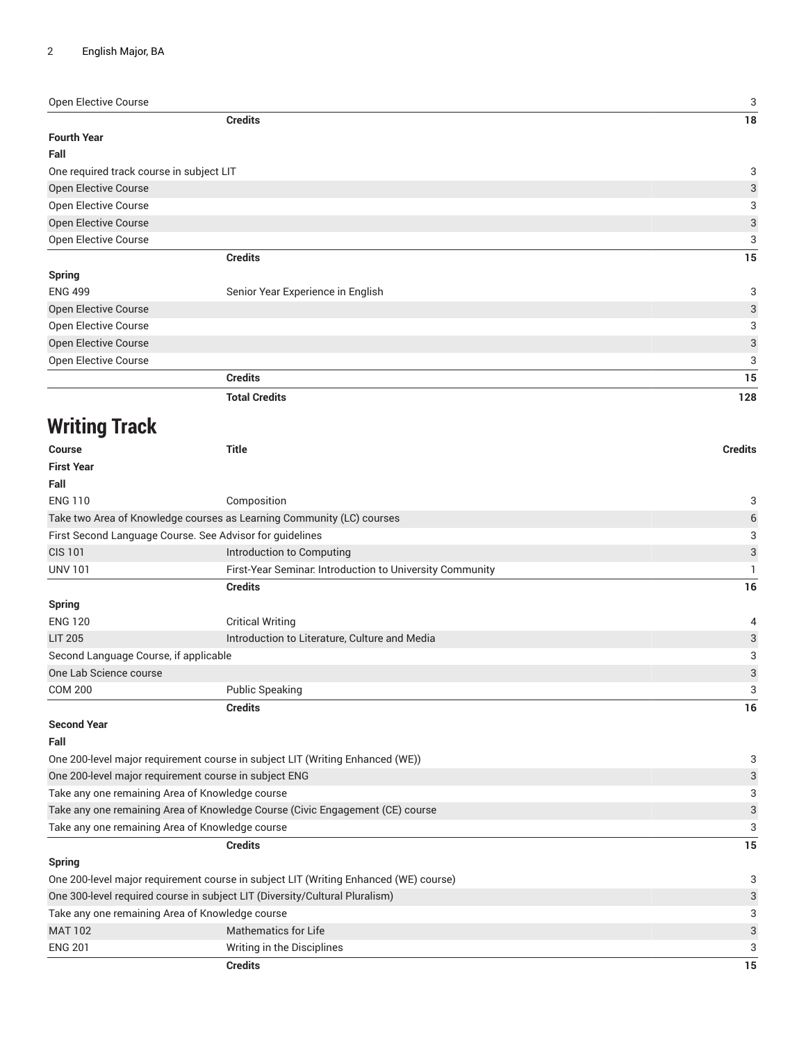| | | |
|---|---|---|
| Open Elective Course | | 3 |
| | **Credits** | **18** |
| **Fourth Year** | | |
| **Fall** | | |
| One required track course in subject LIT | | 3 |
| Open Elective Course | | 3 |
| Open Elective Course | | 3 |
| Open Elective Course | | 3 |
| Open Elective Course | | 3 |
| | **Credits** | **15** |
| **Spring** | | |
| ENG 499 | Senior Year Experience in English | 3 |
| Open Elective Course | | 3 |
| Open Elective Course | | 3 |
| Open Elective Course | | 3 |
| Open Elective Course | | 3 |
| | **Credits** | **15** |
| | **Total Credits** | **128** |

## Writing Track

| Course | Title | Credits |
|---|---|---|
| **First Year** | | |
| **Fall** | | |
| ENG 110 | Composition | 3 |
| Take two Area of Knowledge courses as Learning Community (LC) courses | | 6 |
| First Second Language Course. See Advisor for guidelines | | 3 |
| CIS 101 | Introduction to Computing | 3 |
| UNV 101 | First-Year Seminar: Introduction to University Community | 1 |
| | **Credits** | **16** |
| **Spring** | | |
| ENG 120 | Critical Writing | 4 |
| LIT 205 | Introduction to Literature, Culture and Media | 3 |
| Second Language Course, if applicable | | 3 |
| One Lab Science course | | 3 |
| COM 200 | Public Speaking | 3 |
| | **Credits** | **16** |
| **Second Year** | | |
| **Fall** | | |
| One 200-level major requirement course in subject LIT (Writing Enhanced (WE)) | | 3 |
| One 200-level major requirement course in subject ENG | | 3 |
| Take any one remaining Area of Knowledge course | | 3 |
| Take any one remaining Area of Knowledge Course (Civic Engagement (CE) course | | 3 |
| Take any one remaining Area of Knowledge course | | 3 |
| | **Credits** | **15** |
| **Spring** | | |
| One 200-level major requirement course in subject LIT (Writing Enhanced (WE) course) | | 3 |
| One 300-level required course in subject LIT (Diversity/Cultural Pluralism) | | 3 |
| Take any one remaining Area of Knowledge course | | 3 |
| MAT 102 | Mathematics for Life | 3 |
| ENG 201 | Writing in the Disciplines | 3 |
| | **Credits** | **15** |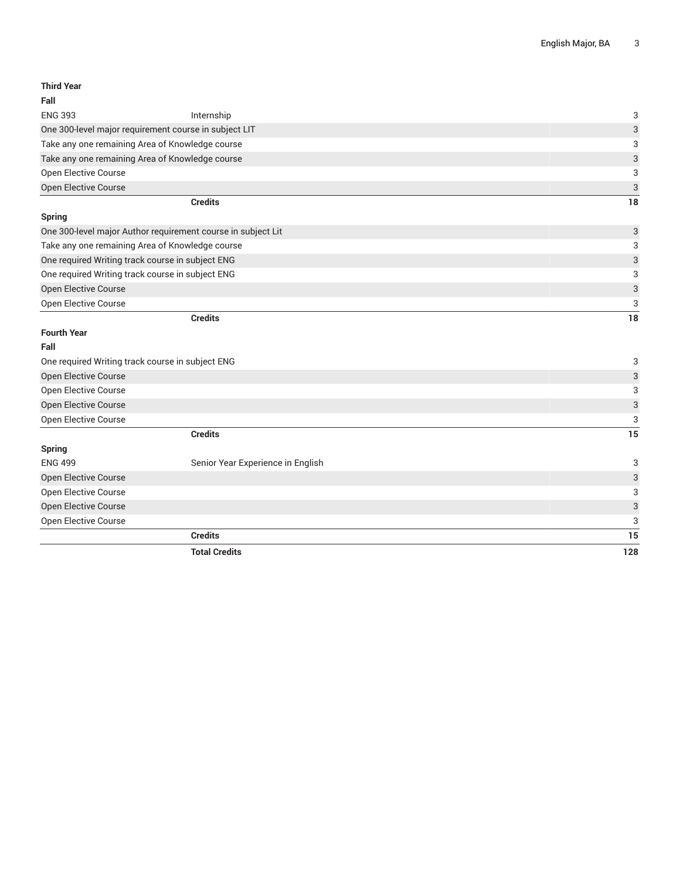| | | |
|---|---|---|
| **Third Year** | | |
| **Fall** | | |
| ENG 393 | Internship | 3 |
| One 300-level major requirement course in subject LIT | | 3 |
| Take any one remaining Area of Knowledge course | | 3 |
| Take any one remaining Area of Knowledge course | | 3 |
| Open Elective Course | | 3 |
| Open Elective Course | | 3 |
| | **Credits** | **18** |
| **Spring** | | |
| One 300-level major Author requirement course in subject Lit | | 3 |
| Take any one remaining Area of Knowledge course | | 3 |
| One required Writing track course in subject ENG | | 3 |
| One required Writing track course in subject ENG | | 3 |
| Open Elective Course | | 3 |
| Open Elective Course | | 3 |
| | **Credits** | **18** |
| **Fourth Year** | | |
| **Fall** | | |
| One required Writing track course in subject ENG | | 3 |
| Open Elective Course | | 3 |
| Open Elective Course | | 3 |
| Open Elective Course | | 3 |
| Open Elective Course | | 3 |
| | **Credits** | **15** |
| **Spring** | | |
| ENG 499 | Senior Year Experience in English | 3 |
| Open Elective Course | | 3 |
| Open Elective Course | | 3 |
| Open Elective Course | | 3 |
| Open Elective Course | | 3 |
| | **Credits** | **15** |
| | **Total Credits** | **128** |